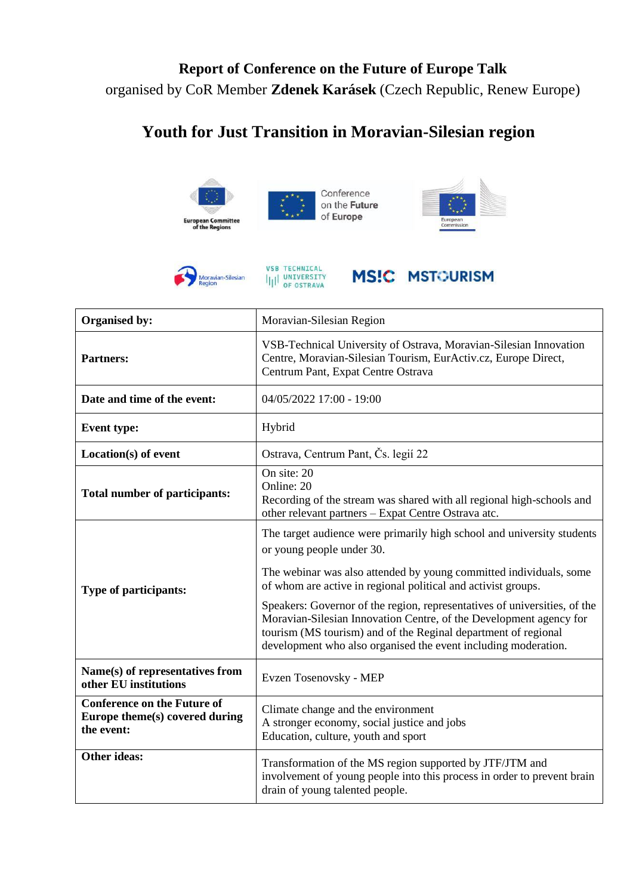**Report of Conference on the Future of Europe Talk**

organised by CoR Member **Zdenek Karásek** (Czech Republic, Renew Europe)

# Youth for Just Transition in Moravian-Silesian region

| | |
|---|---|
| **Organised by:** | Moravian-Silesian Region |
| **Partners:** | VSB-Technical University of Ostrava, Moravian-Silesian Innovation Centre, Moravian-Silesian Tourism, EurActiv.cz, Europe Direct, Centrum Pant, Expat Centre Ostrava |
| **Date and time of the event:** | 04/05/2022 17:00 - 19:00 |
| **Event type:** | Hybrid |
| **Location(s) of event** | Ostrava, Centrum Pant, Čs. legií 22 |
| **Total number of participants:** | On site: 20<br>Online: 20<br>Recording of the stream was shared with all regional high-schools and other relevant partners – Expat Centre Ostrava atc. |
| **Type of participants:** | The target audience were primarily high school and university students or young people under 30.<br>The webinar was also attended by young committed individuals, some of whom are active in regional political and activist groups.<br>Speakers: Governor of the region, representatives of universities, of the Moravian-Silesian Innovation Centre, of the Development agency for tourism (MS tourism) and of the Reginal department of regional development who also organised the event including moderation. |
| **Name(s) of representatives from other EU institutions** | Evzen Tosenovsky - MEP |
| **Conference on the Future of Europe theme(s) covered during the event:** | Climate change and the environment<br>A stronger economy, social justice and jobs<br>Education, culture, youth and sport |
| **Other ideas:** | Transformation of the MS region supported by JTF/JTM and involvement of young people into this process in order to prevent brain drain of young talented people. |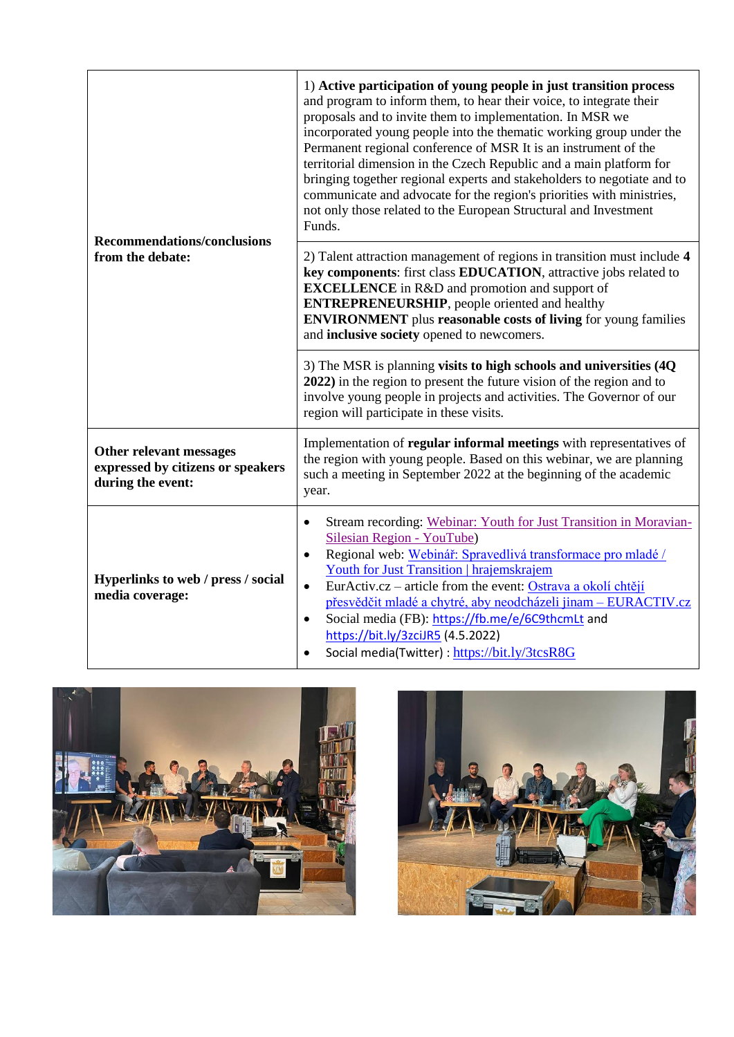| | |
|---|---|
| **Recommendations/conclusions from the debate:** | 1) **Active participation of young people in just transition process** and program to inform them, to hear their voice, to integrate their proposals and to invite them to implementation. In MSR we incorporated young people into the thematic working group under the Permanent regional conference of MSR It is an instrument of the territorial dimension in the Czech Republic and a main platform for bringing together regional experts and stakeholders to negotiate and to communicate and advocate for the region's priorities with ministries, not only those related to the European Structural and Investment Funds. |
| | 2) Talent attraction management of regions in transition must include **4 key components**: first class **EDUCATION**, attractive jobs related to **EXCELLENCE** in R&D and promotion and support of **ENTREPRENEURSHIP**, people oriented and healthy **ENVIRONMENT** plus **reasonable costs of living** for young families and **inclusive society** opened to newcomers. |
| | 3) The MSR is planning **visits to high schools and universities (4Q 2022)** in the region to present the future vision of the region and to involve young people in projects and activities. The Governor of our region will participate in these visits. |
| **Other relevant messages expressed by citizens or speakers during the event:** | Implementation of **regular informal meetings** with representatives of the region with young people. Based on this webinar, we are planning such a meeting in September 2022 at the beginning of the academic year. |
| **Hyperlinks to web / press / social media coverage:** | • Stream recording: Webinar: Youth for Just Transition in Moravian-Silesian Region - YouTube)<br>• Regional web: Webinář: Spravedlivá transformace pro mladé / Youth for Just Transition \| hrajemskrajem<br>• EurActiv.cz – article from the event: Ostrava a okolí chtějí přesvědčit mladé a chytré, aby neodcházeli jinam – EURACTIV.cz<br>• Social media (FB): https://fb.me/e/6C9thcmLt and https://bit.ly/3zciJR5 (4.5.2022)<br>• Social media(Twitter) : https://bit.ly/3tcsR8G |